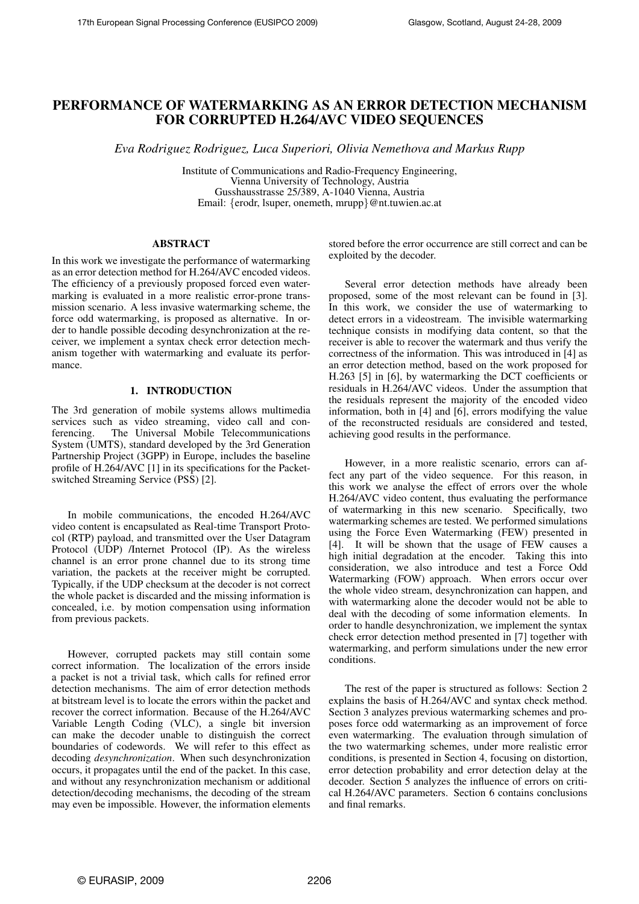# PERFORMANCE OF WATERMARKING AS AN ERROR DETECTION MECHANISM FOR CORRUPTED H.264/AVC VIDEO SEQUENCES

*Eva Rodriguez Rodriguez, Luca Superiori, Olivia Nemethova and Markus Rupp*

Institute of Communications and Radio-Frequency Engineering,
Vienna University of Technology, Austria
Gusshausstrasse 25/389, A-1040 Vienna, Austria
Email: {erodr, lsuper, onemeth, mrupp}@nt.tuwien.ac.at

## ABSTRACT

In this work we investigate the performance of watermarking as an error detection method for H.264/AVC encoded videos. The efficiency of a previously proposed forced even watermarking is evaluated in a more realistic error-prone transmission scenario. A less invasive watermarking scheme, the force odd watermarking, is proposed as alternative. In order to handle possible decoding desynchronization at the receiver, we implement a syntax check error detection mechanism together with watermarking and evaluate its performance.

## 1. INTRODUCTION

The 3rd generation of mobile systems allows multimedia services such as video streaming, video call and conferencing. The Universal Mobile Telecommunications System (UMTS), standard developed by the 3rd Generation Partnership Project (3GPP) in Europe, includes the baseline profile of H.264/AVC [1] in its specifications for the Packet-switched Streaming Service (PSS) [2].

In mobile communications, the encoded H.264/AVC video content is encapsulated as Real-time Transport Protocol (RTP) payload, and transmitted over the User Datagram Protocol (UDP) /Internet Protocol (IP). As the wireless channel is an error prone channel due to its strong time variation, the packets at the receiver might be corrupted. Typically, if the UDP checksum at the decoder is not correct the whole packet is discarded and the missing information is concealed, i.e. by motion compensation using information from previous packets.

However, corrupted packets may still contain some correct information. The localization of the errors inside a packet is not a trivial task, which calls for refined error detection mechanisms. The aim of error detection methods at bitstream level is to locate the errors within the packet and recover the correct information. Because of the H.264/AVC Variable Length Coding (VLC), a single bit inversion can make the decoder unable to distinguish the correct boundaries of codewords. We will refer to this effect as decoding *desynchronization*. When such desynchronization occurs, it propagates until the end of the packet. In this case, and without any resynchronization mechanism or additional detection/decoding mechanisms, the decoding of the stream may even be impossible. However, the information elements stored before the error occurrence are still correct and can be exploited by the decoder.

Several error detection methods have already been proposed, some of the most relevant can be found in [3]. In this work, we consider the use of watermarking to detect errors in a videostream. The invisible watermarking technique consists in modifying data content, so that the receiver is able to recover the watermark and thus verify the correctness of the information. This was introduced in [4] as an error detection method, based on the work proposed for H.263 [5] in [6], by watermarking the DCT coefficients or residuals in H.264/AVC videos. Under the assumption that the residuals represent the majority of the encoded video information, both in [4] and [6], errors modifying the value of the reconstructed residuals are considered and tested, achieving good results in the performance.

However, in a more realistic scenario, errors can affect any part of the video sequence. For this reason, in this work we analyse the effect of errors over the whole H.264/AVC video content, thus evaluating the performance of watermarking in this new scenario. Specifically, two watermarking schemes are tested. We performed simulations using the Force Even Watermarking (FEW) presented in [4]. It will be shown that the usage of FEW causes a high initial degradation at the encoder. Taking this into consideration, we also introduce and test a Force Odd Watermarking (FOW) approach. When errors occur over the whole video stream, desynchronization can happen, and with watermarking alone the decoder would not be able to deal with the decoding of some information elements. In order to handle desynchronization, we implement the syntax check error detection method presented in [7] together with watermarking, and perform simulations under the new error conditions.

The rest of the paper is structured as follows: Section 2 explains the basis of H.264/AVC and syntax check method. Section 3 analyzes previous watermarking schemes and proposes force odd watermarking as an improvement of force even watermarking. The evaluation through simulation of the two watermarking schemes, under more realistic error conditions, is presented in Section 4, focusing on distortion, error detection probability and error detection delay at the decoder. Section 5 analyzes the influence of errors on critical H.264/AVC parameters. Section 6 contains conclusions and final remarks.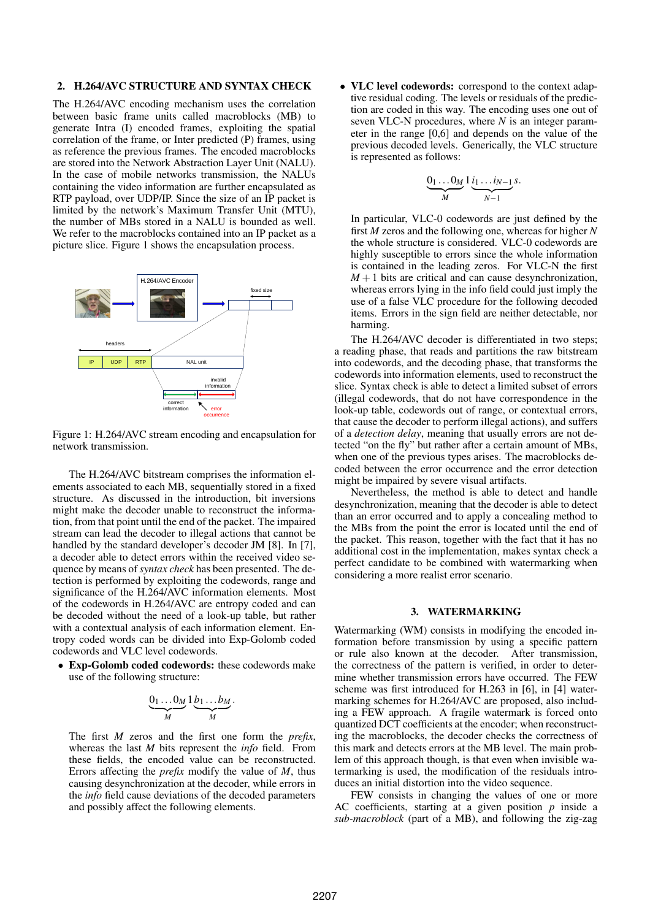## 2. H.264/AVC STRUCTURE AND SYNTAX CHECK

The H.264/AVC encoding mechanism uses the correlation between basic frame units called macroblocks (MB) to generate Intra (I) encoded frames, exploiting the spatial correlation of the frame, or Inter predicted (P) frames, using as reference the previous frames. The encoded macroblocks are stored into the Network Abstraction Layer Unit (NALU). In the case of mobile networks transmission, the NALUs containing the video information are further encapsulated as RTP payload, over UDP/IP. Since the size of an IP packet is limited by the network's Maximum Transfer Unit (MTU), the number of MBs stored in a NALU is bounded as well. We refer to the macroblocks contained into an IP packet as a picture slice. Figure 1 shows the encapsulation process.

Figure 1: H.264/AVC stream encoding and encapsulation for network transmission.

The H.264/AVC bitstream comprises the information elements associated to each MB, sequentially stored in a fixed structure. As discussed in the introduction, bit inversions might make the decoder unable to reconstruct the information, from that point until the end of the packet. The impaired stream can lead the decoder to illegal actions that cannot be handled by the standard developer's decoder JM [8]. In [7], a decoder able to detect errors within the received video sequence by means of *syntax check* has been presented. The detection is performed by exploiting the codewords, range and significance of the H.264/AVC information elements. Most of the codewords in H.264/AVC are entropy coded and can be decoded without the need of a look-up table, but rather with a contextual analysis of each information element. Entropy coded words can be divided into Exp-Golomb coded codewords and VLC level codewords.

- **Exp-Golomb coded codewords:** these codewords make use of the following structure:

$$\underbrace{0_1 \dots 0_M}_{M} 1 \underbrace{b_1 \dots b_M}_{M}.$$

The first $M$ zeros and the first one form the *prefix*, whereas the last $M$ bits represent the *info* field. From these fields, the encoded value can be reconstructed. Errors affecting the *prefix* modify the value of $M$, thus causing desynchronization at the decoder, while errors in the *info* field cause deviations of the decoded parameters and possibly affect the following elements.

- **VLC level codewords:** correspond to the context adaptive residual coding. The levels or residuals of the prediction are coded in this way. The encoding uses one out of seven VLC-N procedures, where $N$ is an integer parameter in the range [0,6] and depends on the value of the previous decoded levels. Generically, the VLC structure is represented as follows:

$$\underbrace{0_1 \dots 0_M}_{M} 1 \underbrace{i_1 \dots i_{N-1}}_{N-1} s.$$

In particular, VLC-0 codewords are just defined by the first $M$ zeros and the following one, whereas for higher $N$ the whole structure is considered. VLC-0 codewords are highly susceptible to errors since the whole information is contained in the leading zeros. For VLC-N the first $M+1$ bits are critical and can cause desynchronization, whereas errors lying in the info field could just imply the use of a false VLC procedure for the following decoded items. Errors in the sign field are neither detectable, nor harming.

The H.264/AVC decoder is differentiated in two steps; a reading phase, that reads and partitions the raw bitstream into codewords, and the decoding phase, that transforms the codewords into information elements, used to reconstruct the slice. Syntax check is able to detect a limited subset of errors (illegal codewords, that do not have correspondence in the look-up table, codewords out of range, or contextual errors, that cause the decoder to perform illegal actions), and suffers of a *detection delay*, meaning that usually errors are not detected "on the fly" but rather after a certain amount of MBs, when one of the previous types arises. The macroblocks decoded between the error occurrence and the error detection might be impaired by severe visual artifacts.

Nevertheless, the method is able to detect and handle desynchronization, meaning that the decoder is able to detect than an error occurred and to apply a concealing method to the MBs from the point the error is located until the end of the packet. This reason, together with the fact that it has no additional cost in the implementation, makes syntax check a perfect candidate to be combined with watermarking when considering a more realist error scenario.

## 3. WATERMARKING

Watermarking (WM) consists in modifying the encoded information before transmission by using a specific pattern or rule also known at the decoder. After transmission, the correctness of the pattern is verified, in order to determine whether transmission errors have occurred. The FEW scheme was first introduced for H.263 in [6], in [4] watermarking schemes for H.264/AVC are proposed, also including a FEW approach. A fragile watermark is forced onto quantized DCT coefficients at the encoder; when reconstructing the macroblocks, the decoder checks the correctness of this mark and detects errors at the MB level. The main problem of this approach though, is that even when invisible watermarking is used, the modification of the residuals introduces an initial distortion into the video sequence.

FEW consists in changing the values of one or more AC coefficients, starting at a given position $p$ inside a *sub-macroblock* (part of a MB), and following the zig-zag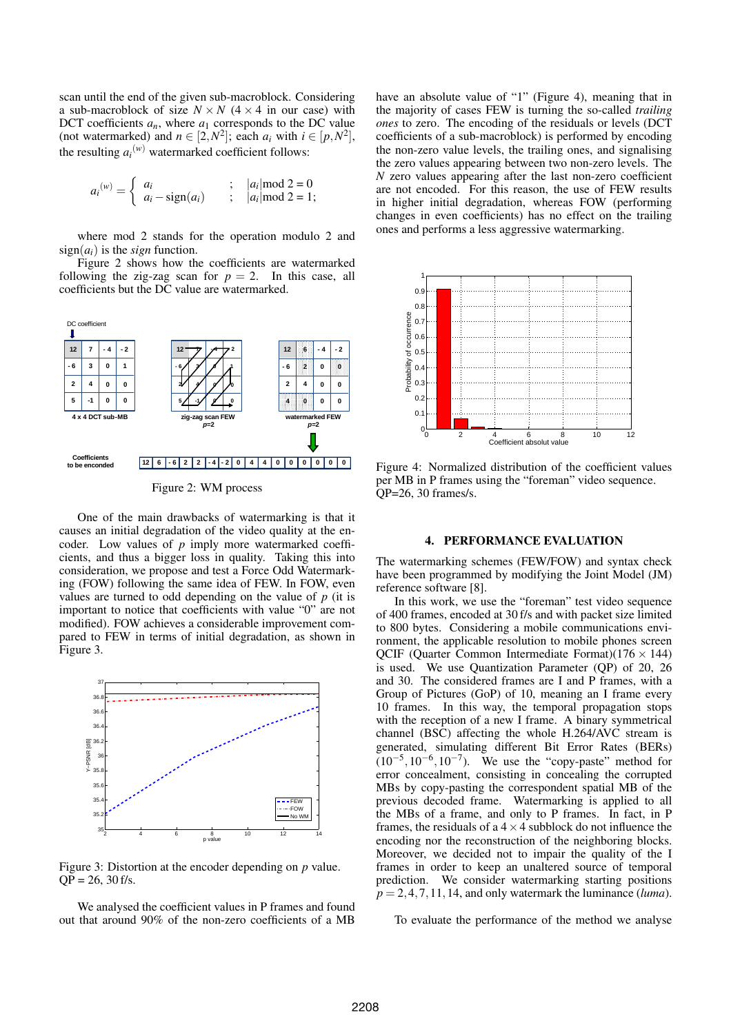scan until the end of the given sub-macroblock. Considering a sub-macroblock of size $N \times N$ ($4 \times 4$ in our case) with DCT coefficients $a_n$, where $a_1$ corresponds to the DC value (not watermarked) and $n \in [2, N^2]$; each $a_i$ with $i \in [p, N^2]$, the resulting ${a_i}^{(w)}$ watermarked coefficient follows:

$$
{a_i}^{(w)} = \begin{cases} a_i & ; \quad |a_i| \bmod 2 = 0 \\ a_i - \text{sign}(a_i) & ; \quad |a_i| \bmod 2 = 1; \end{cases}
$$

where mod 2 stands for the operation modulo 2 and $\text{sign}(a_i)$ is the *sign* function.

Figure 2 shows how the coefficients are watermarked following the zig-zag scan for $p = 2$. In this case, all coefficients but the DC value are watermarked.

Figure 2: WM process

One of the main drawbacks of watermarking is that it causes an initial degradation of the video quality at the encoder. Low values of $p$ imply more watermarked coefficients, and thus a bigger loss in quality. Taking this into consideration, we propose and test a Force Odd Watermarking (FOW) following the same idea of FEW. In FOW, even values are turned to odd depending on the value of $p$ (it is important to notice that coefficients with value "0" are not modified). FOW achieves a considerable improvement compared to FEW in terms of initial degradation, as shown in Figure 3.

Figure 3: Distortion at the encoder depending on $p$ value. QP = 26, 30 f/s.

We analysed the coefficient values in P frames and found out that around 90% of the non-zero coefficients of a MB have an absolute value of "1" (Figure 4), meaning that in the majority of cases FEW is turning the so-called *trailing ones* to zero. The encoding of the residuals or levels (DCT coefficients of a sub-macroblock) is performed by encoding the non-zero value levels, the trailing ones, and signalising the zero values appearing between two non-zero levels. The $N$ zero values appearing after the last non-zero coefficient are not encoded. For this reason, the use of FEW results in higher initial degradation, whereas FOW (performing changes in even coefficients) has no effect on the trailing ones and performs a less aggressive watermarking.

Figure 4: Normalized distribution of the coefficient values per MB in P frames using the "foreman" video sequence. QP=26, 30 frames/s.

## 4. PERFORMANCE EVALUATION

The watermarking schemes (FEW/FOW) and syntax check have been programmed by modifying the Joint Model (JM) reference software [8].

In this work, we use the "foreman" test video sequence of 400 frames, encoded at 30 f/s and with packet size limited to 800 bytes. Considering a mobile communications environment, the applicable resolution to mobile phones screen QCIF (Quarter Common Intermediate Format)($176 \times 144$) is used. We use Quantization Parameter (QP) of 20, 26 and 30. The considered frames are I and P frames, with a Group of Pictures (GoP) of 10, meaning an I frame every 10 frames. In this way, the temporal propagation stops with the reception of a new I frame. A binary symmetrical channel (BSC) affecting the whole H.264/AVC stream is generated, simulating different Bit Error Rates (BERs) ($10^{-5}, 10^{-6}, 10^{-7}$). We use the "copy-paste" method for error concealment, consisting in concealing the corrupted MBs by copy-pasting the correspondent spatial MB of the previous decoded frame. Watermarking is applied to all the MBs of a frame, and only to P frames. In fact, in P frames, the residuals of a $4 \times 4$ subblock do not influence the encoding nor the reconstruction of the neighboring blocks. Moreover, we decided not to impair the quality of the I frames in order to keep an unaltered source of temporal prediction. We consider watermarking starting positions $p = 2, 4, 7, 11, 14$, and only watermark the luminance (*luma*).

To evaluate the performance of the method we analyse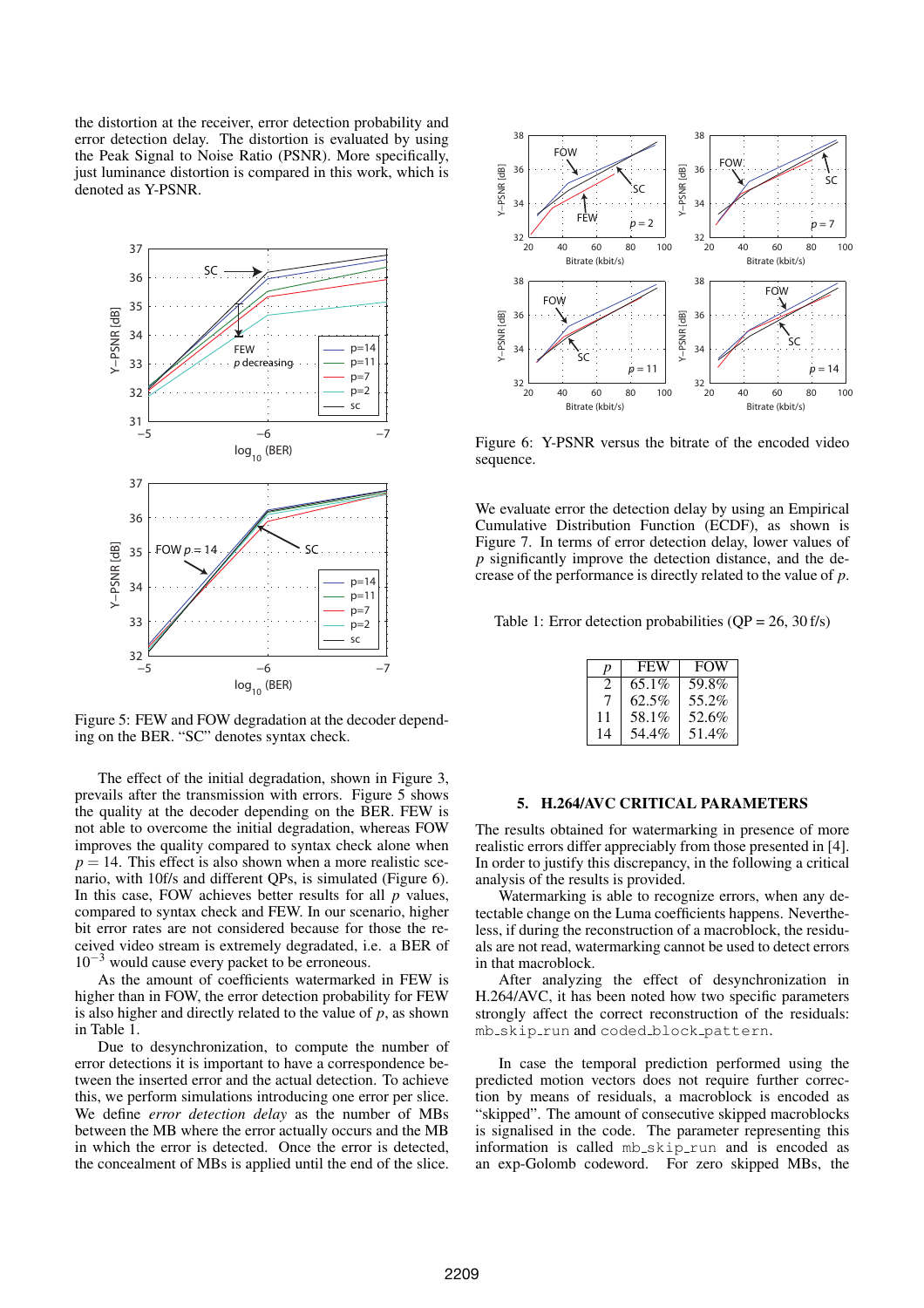the distortion at the receiver, error detection probability and error detection delay. The distortion is evaluated by using the Peak Signal to Noise Ratio (PSNR). More specifically, just luminance distortion is compared in this work, which is denoted as Y-PSNR.

Figure 5: FEW and FOW degradation at the decoder depending on the BER. “SC” denotes syntax check.

The effect of the initial degradation, shown in Figure 3, prevails after the transmission with errors. Figure 5 shows the quality at the decoder depending on the BER. FEW is not able to overcome the initial degradation, whereas FOW improves the quality compared to syntax check alone when $p = 14$. This effect is also shown when a more realistic scenario, with 10f/s and different QPs, is simulated (Figure 6). In this case, FOW achieves better results for all $p$ values, compared to syntax check and FEW. In our scenario, higher bit error rates are not considered because for those the received video stream is extremely degraded, i.e. a BER of $10^{-3}$ would cause every packet to be erroneous.

As the amount of coefficients watermarked in FEW is higher than in FOW, the error detection probability for FEW is also higher and directly related to the value of $p$, as shown in Table 1.

Due to desynchronization, to compute the number of error detections it is important to have a correspondence between the inserted error and the actual detection. To achieve this, we perform simulations introducing one error per slice. We define *error detection delay* as the number of MBs between the MB where the error actually occurs and the MB in which the error is detected. Once the error is detected, the concealment of MBs is applied until the end of the slice.

Figure 6: Y-PSNR versus the bitrate of the encoded video sequence.

We evaluate error the detection delay by using an Empirical Cumulative Distribution Function (ECDF), as shown is Figure 7. In terms of error detection delay, lower values of $p$ significantly improve the detection distance, and the decrease of the performance is directly related to the value of $p$.

Table 1: Error detection probabilities (QP = 26, 30 f/s)

| $p$ | FEW | FOW |
|---|---|---|
| 2 | 65.1% | 59.8% |
| 7 | 62.5% | 55.2% |
| 11 | 58.1% | 52.6% |
| 14 | 54.4% | 51.4% |

## 5. H.264/AVC CRITICAL PARAMETERS

The results obtained for watermarking in presence of more realistic errors differ appreciably from those presented in [4]. In order to justify this discrepancy, in the following a critical analysis of the results is provided.

Watermarking is able to recognize errors, when any detectable change on the Luma coefficients happens. Nevertheless, if during the reconstruction of a macroblock, the residuals are not read, watermarking cannot be used to detect errors in that macroblock.

After analyzing the effect of desynchronization in H.264/AVC, it has been noted how two specific parameters strongly affect the correct reconstruction of the residuals: `mb_skip_run` and `coded_block_pattern`.

In case the temporal prediction performed using the predicted motion vectors does not require further correction by means of residuals, a macroblock is encoded as “skipped”. The amount of consecutive skipped macroblocks is signalised in the code. The parameter representing this information is called `mb_skip_run` and is encoded as an exp-Golomb codeword. For zero skipped MBs, the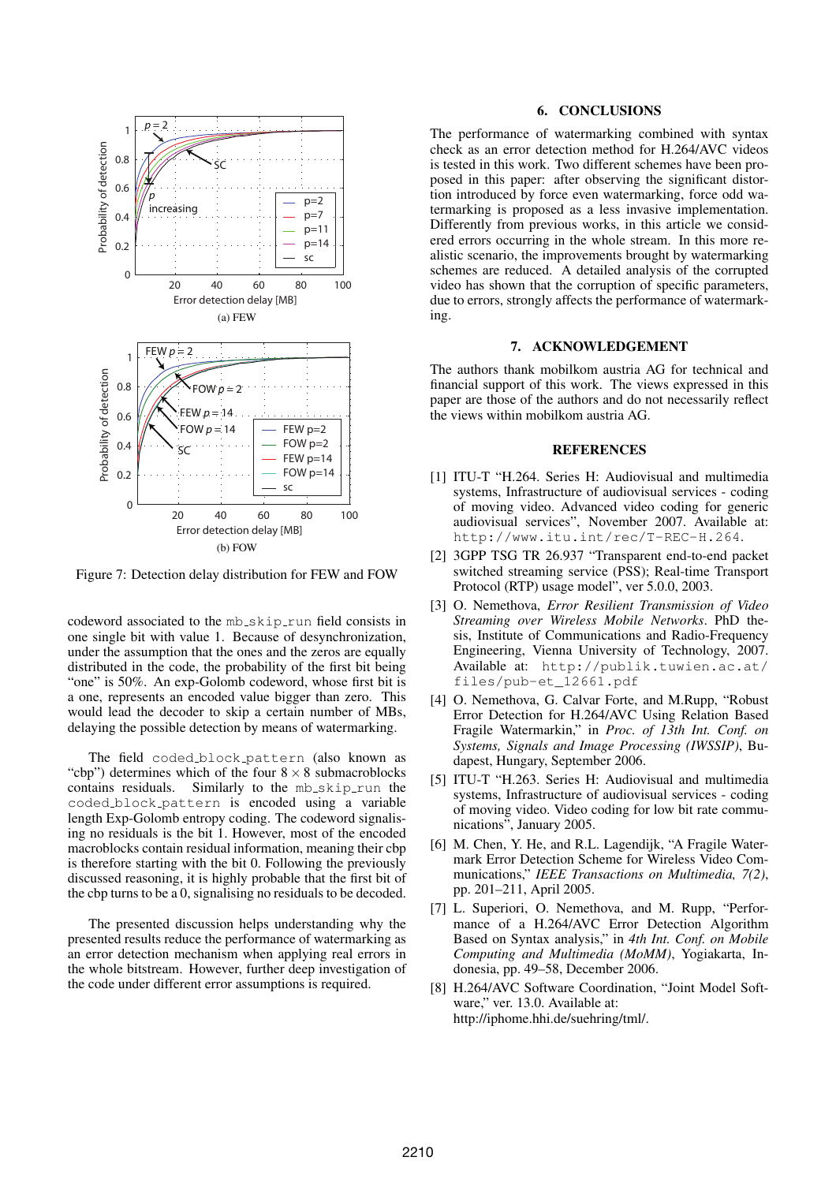p = 2

1
0.8
0.6
0.4
0.2
0

SC

p
increasing

p=2
p=7
p=11
p=14
sc

20 40 60 80 100

Error detection delay [MB]

Probability of detection

(a) FEW

FEW p = 2

FOW p = 2

FEW p = 14

FOW p = 14

SC

FEW p=2
FOW p=2
FEW p=14
FOW p=14
sc

1
0.8
0.6
0.4
0.2
0

20 40 60 80 100

Error detection delay [MB]

Probability of detection

(b) FOW

Figure 7: Detection delay distribution for FEW and FOW

codeword associated to the mb_skip_run field consists in one single bit with value 1. Because of desynchronization, under the assumption that the ones and the zeros are equally distributed in the code, the probability of the first bit being "one" is 50%. An exp-Golomb codeword, whose first bit is a one, represents an encoded value bigger than zero. This would lead the decoder to skip a certain number of MBs, delaying the possible detection by means of watermarking.

The field coded_block_pattern (also known as "cbp") determines which of the four $8 \times 8$ submacroblocks contains residuals. Similarly to the mb_skip_run the coded_block_pattern is encoded using a variable length Exp-Golomb entropy coding. The codeword signalising no residuals is the bit 1. However, most of the encoded macroblocks contain residual information, meaning their cbp is therefore starting with the bit 0. Following the previously discussed reasoning, it is highly probable that the first bit of the cbp turns to be a 0, signalising no residuals to be decoded.

The presented discussion helps understanding why the presented results reduce the performance of watermarking as an error detection mechanism when applying real errors in the whole bitstream. However, further deep investigation of the code under different error assumptions is required.

## 6. CONCLUSIONS

The performance of watermarking combined with syntax check as an error detection method for H.264/AVC videos is tested in this work. Two different schemes have been proposed in this paper: after observing the significant distortion introduced by force even watermarking, force odd watermarking is proposed as a less invasive implementation. Differently from previous works, in this article we considered errors occurring in the whole stream. In this more realistic scenario, the improvements brought by watermarking schemes are reduced. A detailed analysis of the corrupted video has shown that the corruption of specific parameters, due to errors, strongly affects the performance of watermarking.

## 7. ACKNOWLEDGEMENT

The authors thank mobilkom austria AG for technical and financial support of this work. The views expressed in this paper are those of the authors and do not necessarily reflect the views within mobilkom austria AG.

## REFERENCES

[1] ITU-T "H.264. Series H: Audiovisual and multimedia systems, Infrastructure of audiovisual services - coding of moving video. Advanced video coding for generic audiovisual services", November 2007. Available at: http://www.itu.int/rec/T-REC-H.264.

[2] 3GPP TSG TR 26.937 "Transparent end-to-end packet switched streaming service (PSS); Real-time Transport Protocol (RTP) usage model", ver 5.0.0, 2003.

[3] O. Nemethova, *Error Resilient Transmission of Video Streaming over Wireless Mobile Networks*. PhD thesis, Institute of Communications and Radio-Frequency Engineering, Vienna University of Technology, 2007. Available at: http://publik.tuwien.ac.at/files/pub-et_12661.pdf

[4] O. Nemethova, G. Calvar Forte, and M.Rupp, "Robust Error Detection for H.264/AVC Using Relation Based Fragile Watermarkin," in *Proc. of 13th Int. Conf. on Systems, Signals and Image Processing (IWSSIP)*, Budapest, Hungary, September 2006.

[5] ITU-T "H.263. Series H: Audiovisual and multimedia systems, Infrastructure of audiovisual services - coding of moving video. Video coding for low bit rate communications", January 2005.

[6] M. Chen, Y. He, and R.L. Lagendijk, "A Fragile Watermark Error Detection Scheme for Wireless Video Communications," *IEEE Transactions on Multimedia, 7(2)*, pp. 201–211, April 2005.

[7] L. Superiori, O. Nemethova, and M. Rupp, "Performance of a H.264/AVC Error Detection Algorithm Based on Syntax analysis," in *4th Int. Conf. on Mobile Computing and Multimedia (MoMM)*, Yogiakarta, Indonesia, pp. 49–58, December 2006.

[8] H.264/AVC Software Coordination, "Joint Model Software," ver. 13.0. Available at: http://iphome.hhi.de/suehring/tml/.